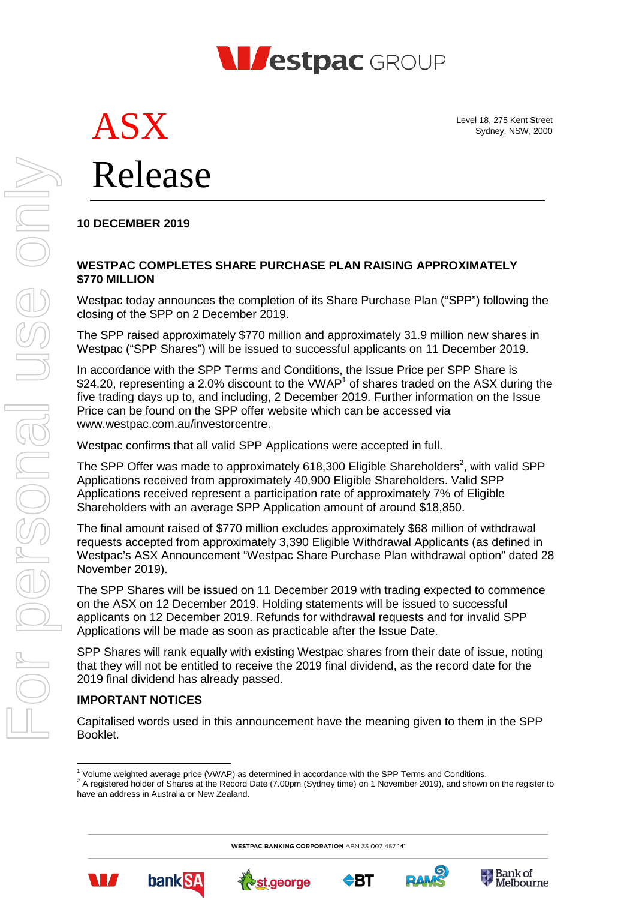# ASX Release

Level 18, 275 Kent Street
Sydney, NSW, 2000

**10 DECEMBER 2019**

## WESTPAC COMPLETES SHARE PURCHASE PLAN RAISING APPROXIMATELY $770 MILLION

Westpac today announces the completion of its Share Purchase Plan ("SPP") following the closing of the SPP on 2 December 2019.

The SPP raised approximately $770 million and approximately 31.9 million new shares in Westpac ("SPP Shares") will be issued to successful applicants on 11 December 2019.

In accordance with the SPP Terms and Conditions, the Issue Price per SPP Share is $24.20, representing a 2.0% discount to the VWAP[1] of shares traded on the ASX during the five trading days up to, and including, 2 December 2019. Further information on the Issue Price can be found on the SPP offer website which can be accessed via www.westpac.com.au/investorcentre.

Westpac confirms that all valid SPP Applications were accepted in full.

The SPP Offer was made to approximately 618,300 Eligible Shareholders[2], with valid SPP Applications received from approximately 40,900 Eligible Shareholders. Valid SPP Applications received represent a participation rate of approximately 7% of Eligible Shareholders with an average SPP Application amount of around $18,850.

The final amount raised of $770 million excludes approximately $68 million of withdrawal requests accepted from approximately 3,390 Eligible Withdrawal Applicants (as defined in Westpac's ASX Announcement "Westpac Share Purchase Plan withdrawal option" dated 28 November 2019).

The SPP Shares will be issued on 11 December 2019 with trading expected to commence on the ASX on 12 December 2019. Holding statements will be issued to successful applicants on 12 December 2019. Refunds for withdrawal requests and for invalid SPP Applications will be made as soon as practicable after the Issue Date.

SPP Shares will rank equally with existing Westpac shares from their date of issue, noting that they will not be entitled to receive the 2019 final dividend, as the record date for the 2019 final dividend has already passed.

### IMPORTANT NOTICES

Capitalised words used in this announcement have the meaning given to them in the SPP Booklet.

[1] Volume weighted average price (VWAP) as determined in accordance with the SPP Terms and Conditions.

[2] A registered holder of Shares at the Record Date (7.00pm (Sydney time) on 1 November 2019), and shown on the register to have an address in Australia or New Zealand.

WESTPAC BANKING CORPORATION ABN 33 007 457 141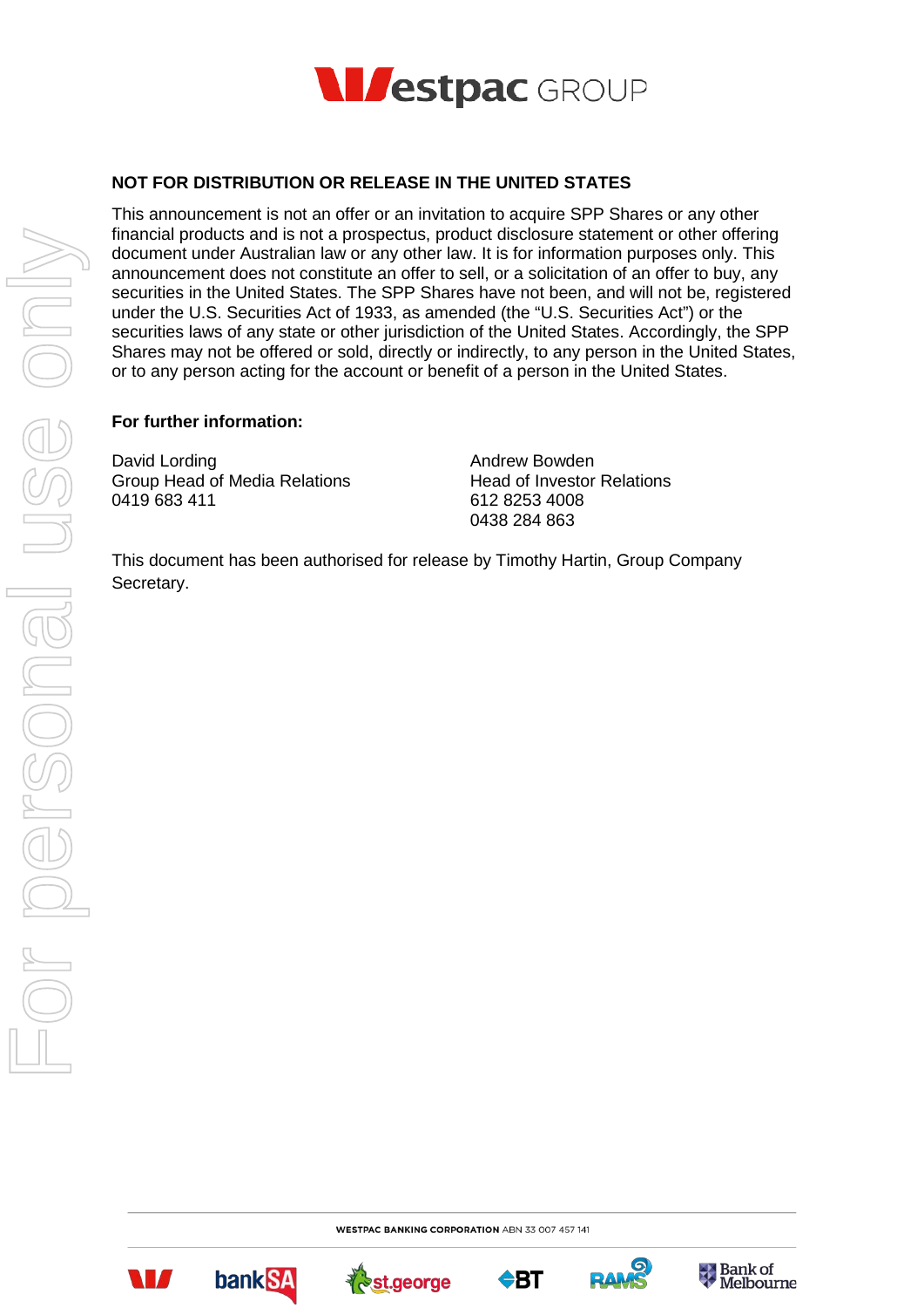**NOT FOR DISTRIBUTION OR RELEASE IN THE UNITED STATES**

This announcement is not an offer or an invitation to acquire SPP Shares or any other financial products and is not a prospectus, product disclosure statement or other offering document under Australian law or any other law. It is for information purposes only. This announcement does not constitute an offer to sell, or a solicitation of an offer to buy, any securities in the United States. The SPP Shares have not been, and will not be, registered under the U.S. Securities Act of 1933, as amended (the "U.S. Securities Act") or the securities laws of any state or other jurisdiction of the United States. Accordingly, the SPP Shares may not be offered or sold, directly or indirectly, to any person in the United States, or to any person acting for the account or benefit of a person in the United States.

**For further information:**

David Lording
Group Head of Media Relations
0419 683 411

Andrew Bowden
Head of Investor Relations
612 8253 4008
0438 284 863

This document has been authorised for release by Timothy Hartin, Group Company Secretary.

WESTPAC BANKING CORPORATION ABN 33 007 457 141